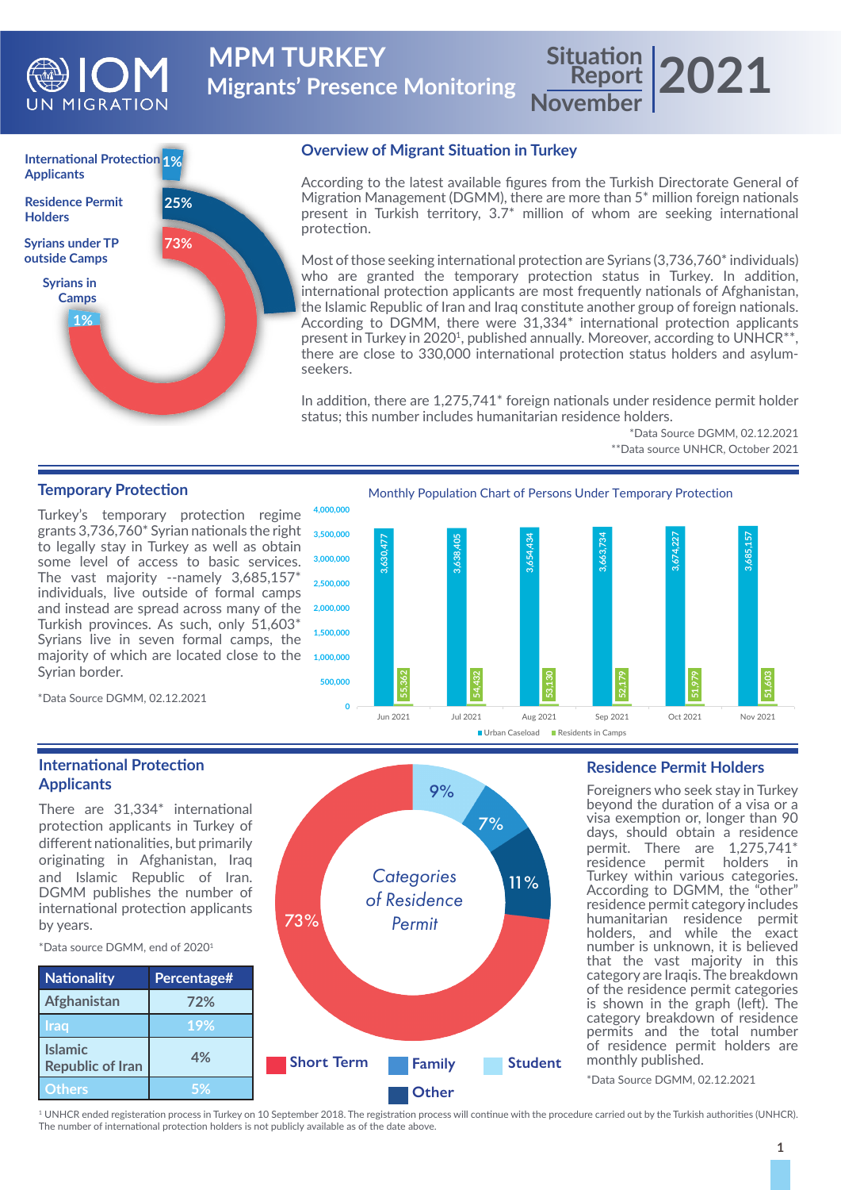# MPM TURKEY
## Migrants' Presence Monitoring

Situation Report November 2021

International Protection Applicants 1%
Residence Permit Holders 25%
Syrians under TP outside Camps 73%
Syrians in Camps 1%

## Overview of Migrant Situation in Turkey

According to the latest available figures from the Turkish Directorate General of Migration Management (DGMM), there are more than 5* million foreign nationals present in Turkish territory, 3.7* million of whom are seeking international protection.

Most of those seeking international protection are Syrians (3,736,760* individuals) who are granted the temporary protection status in Turkey. In addition, international protection applicants are most frequently nationals of Afghanistan, the Islamic Republic of Iran and Iraq constitute another group of foreign nationals. According to DGMM, there were 31,334* international protection applicants present in Turkey in 2020[1], published annually. Moreover, according to UNHCR**, there are close to 330,000 international protection status holders and asylum-seekers.

In addition, there are 1,275,741* foreign nationals under residence permit holder status; this number includes humanitarian residence holders.

*Data Source DGMM, 02.12.2021
**Data source UNHCR, October 2021

## Temporary Protection

Turkey's temporary protection regime grants 3,736,760* Syrian nationals the right to legally stay in Turkey as well as obtain some level of access to basic services. The vast majority --namely 3,685,157* individuals, live outside of formal camps and instead are spread across many of the Turkish provinces. As such, only 51,603* Syrians live in seven formal camps, the majority of which are located close to the Syrian border.

*Data Source DGMM, 02.12.2021

Monthly Population Chart of Persons Under Temporary Protection

| Month | Urban Caseload | Residents in Camps |
|---|---|---|
| Jun 2021 | 3,630,477 | 55,362 |
| Jul 2021 | 3,638,405 | 54,432 |
| Aug 2021 | 3,654,434 | 53,130 |
| Sep 2021 | 3,663,734 | 52,179 |
| Oct 2021 | 3,674,227 | 51,979 |
| Nov 2021 | 3,685,157 | 51,603 |

## International Protection Applicants

There are 31,334* international protection applicants in Turkey of different nationalities, but primarily originating in Afghanistan, Iraq and Islamic Republic of Iran. DGMM publishes the number of international protection applicants by years.

*Data source DGMM, end of 2020[1]

| Nationality | Percentage# |
|---|---|
| Afghanistan | 72% |
| Iraq | 19% |
| Islamic Republic of Iran | 4% |
| Others | 5% |

*Categories of Residence Permit*

Short Term 73%, Family 7%, Student 9%, Other 11%

## Residence Permit Holders

Foreigners who seek stay in Turkey beyond the duration of a visa or a visa exemption or, longer than 90 days, should obtain a residence permit. There are 1,275,741* residence permit holders in Turkey within various categories. According to DGMM, the "other" residence permit category includes humanitarian residence permit holders, and while the exact number is unknown, it is believed that the vast majority in this category are Iraqis. The breakdown of the residence permit categories is shown in the graph (left). The category breakdown of residence permits and the total number of residence permit holders are monthly published.

*Data Source DGMM, 02.12.2021

[1] UNHCR ended registeration process in Turkey on 10 September 2018. The registration process will continue with the procedure carried out by the Turkish authorities (UNHCR). The number of international protection holders is not publicly available as of the date above.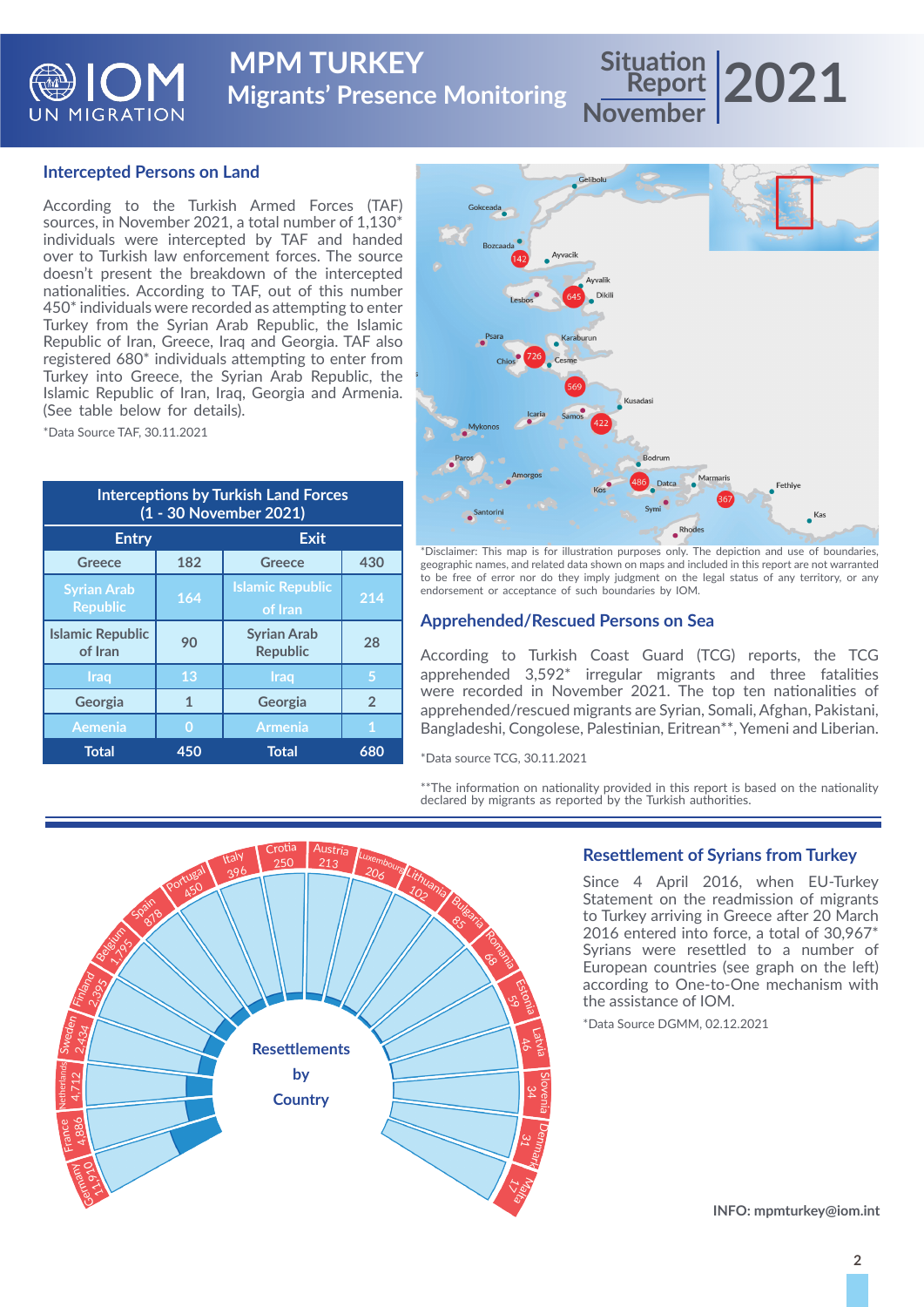# MPM TURKEY
## Migrants' Presence Monitoring

Situation Report November 2021

## Intercepted Persons on Land

According to the Turkish Armed Forces (TAF) sources, in November 2021, a total number of 1,130* individuals were intercepted by TAF and handed over to Turkish law enforcement forces. The source doesn't present the breakdown of the intercepted nationalities. According to TAF, out of this number 450* individuals were recorded as attempting to enter Turkey from the Syrian Arab Republic, the Islamic Republic of Iran, Greece, Iraq and Georgia. TAF also registered 680* individuals attempting to enter from Turkey into Greece, the Syrian Arab Republic, the Islamic Republic of Iran, Iraq, Georgia and Armenia. (See table below for details).

*Data Source TAF, 30.11.2021

**Interceptions by Turkish Land Forces (1 - 30 November 2021)**

| Entry | | Exit | |
|---|---|---|---|
| Greece | 182 | Greece | 430 |
| Syrian Arab Republic | 164 | Islamic Republic of Iran | 214 |
| Islamic Republic of Iran | 90 | Syrian Arab Republic | 28 |
| Iraq | 13 | Iraq | 5 |
| Georgia | 1 | Georgia | 2 |
| Aemenia | 0 | Armenia | 1 |
| Total | 450 | Total | 680 |

Gelibolu
Gokceada
Bozcaada
142
Ayvacik
Ayvalik
Lesbos
645
Dikili
Psara
Karaburun
Chios
726
Cesme
569
Kusadasi
Icaria
Samos
422
Mykonos
Paros
Bodrum
Amorgos
486
Datca
Marmaris
Kos
Fethiye
367
Symi
Santorini
Kas
Rhodes

*Disclaimer: This map is for illustration purposes only. The depiction and use of boundaries, geographic names, and related data shown on maps and included in this report are not warranted to be free of error nor do they imply judgment on the legal status of any territory, or any endorsement or acceptance of such boundaries by IOM.

## Apprehended/Rescued Persons on Sea

According to Turkish Coast Guard (TCG) reports, the TCG apprehended 3,592* irregular migrants and three fatalities were recorded in November 2021. The top ten nationalities of apprehended/rescued migrants are Syrian, Somali, Afghan, Pakistani, Bangladeshi, Congolese, Palestinian, Eritrean**, Yemeni and Liberian.

*Data source TCG, 30.11.2021

**The information on nationality provided in this report is based on the nationality declared by migrants as reported by the Turkish authorities.

Resettlements by Country

Germany 11,910
France 4,886
Netherlands 4,712
Sweden 2,434
Finland 2,395
Belgium 1,795
Spain 878
Portugal 450
Italy 396
Crotia 250
Austria 213
Luxembourg 206
Lithuania 102
Bulgaria 85
Romania 68
Estonia 59
Latvia 46
Slovenia 34
Denmark 31
Malta 17

## Resettlement of Syrians from Turkey

Since 4 April 2016, when EU-Turkey Statement on the readmission of migrants to Turkey arriving in Greece after 20 March 2016 entered into force, a total of 30,967* Syrians were resettled to a number of European countries (see graph on the left) according to One-to-One mechanism with the assistance of IOM.

*Data Source DGMM, 02.12.2021

**INFO: mpmturkey@iom.int**